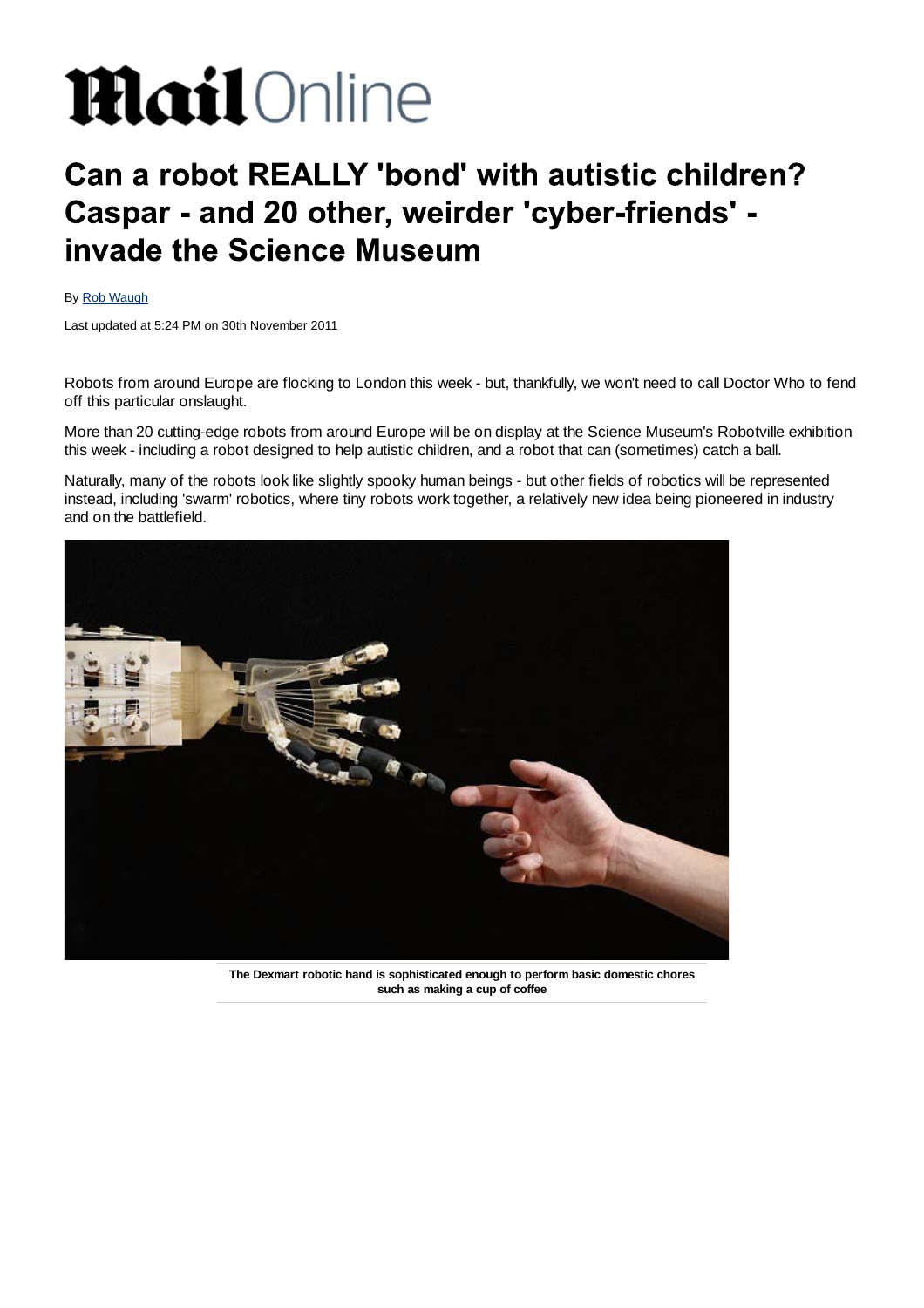# Mail Online

# Can a robot REALLY 'bond' with autistic children? Caspar - and 20 other, weirder 'cyber-friends' - invade the Science Museum

By Rob Waugh

Last updated at 5:24 PM on 30th November 2011

Robots from around Europe are flocking to London this week - but, thankfully, we won't need to call Doctor Who to fend off this particular onslaught.

More than 20 cutting-edge robots from around Europe will be on display at the Science Museum's Robotville exhibition this week - including a robot designed to help autistic children, and a robot that can (sometimes) catch a ball.

Naturally, many of the robots look like slightly spooky human beings - but other fields of robotics will be represented instead, including 'swarm' robotics, where tiny robots work together, a relatively new idea being pioneered in industry and on the battlefield.

**The Dexmart robotic hand is sophisticated enough to perform basic domestic chores such as making a cup of coffee**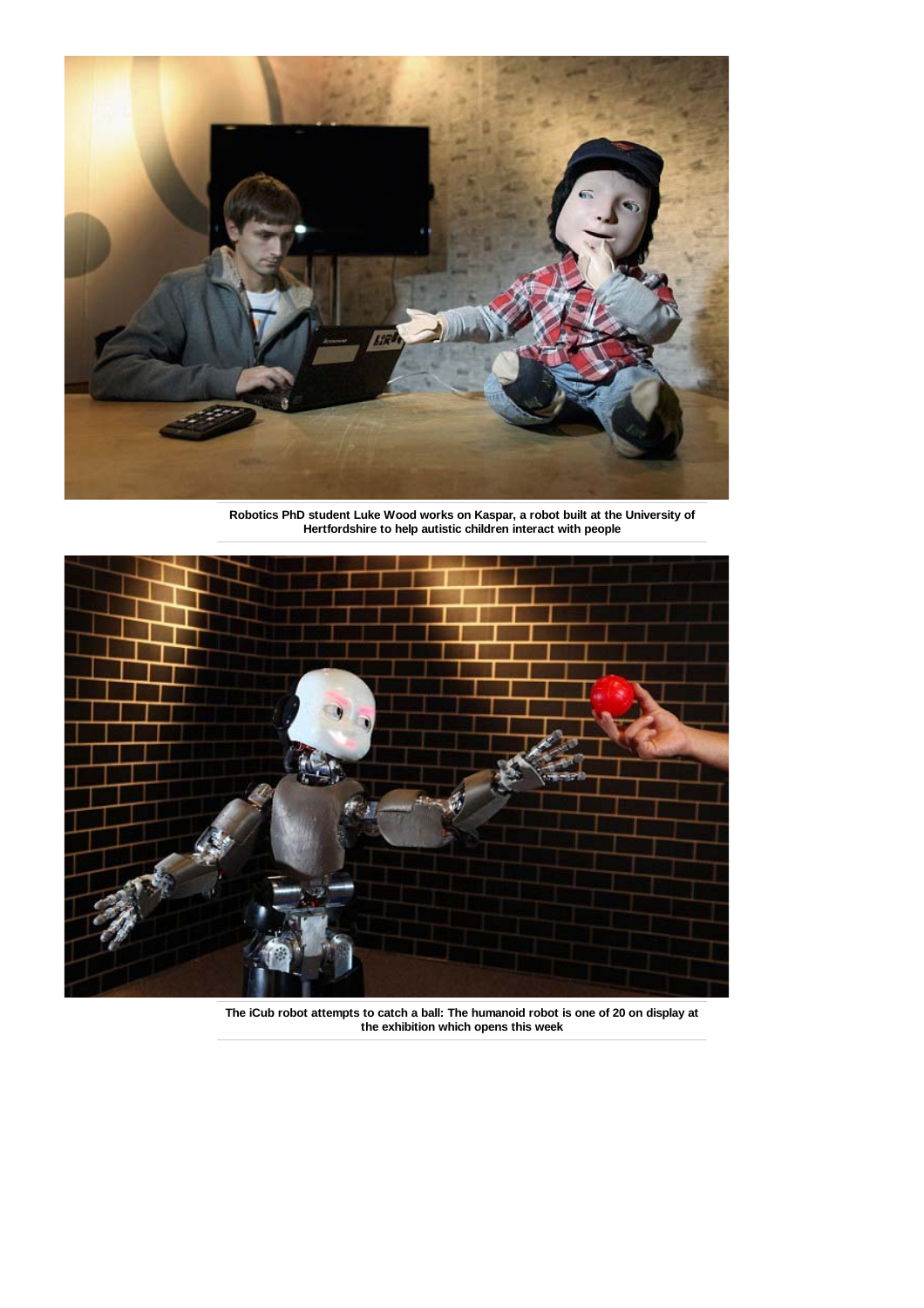**Robotics PhD student Luke Wood works on Kaspar, a robot built at the University of Hertfordshire to help autistic children interact with people**

**The iCub robot attempts to catch a ball: The humanoid robot is one of 20 on display at the exhibition which opens this week**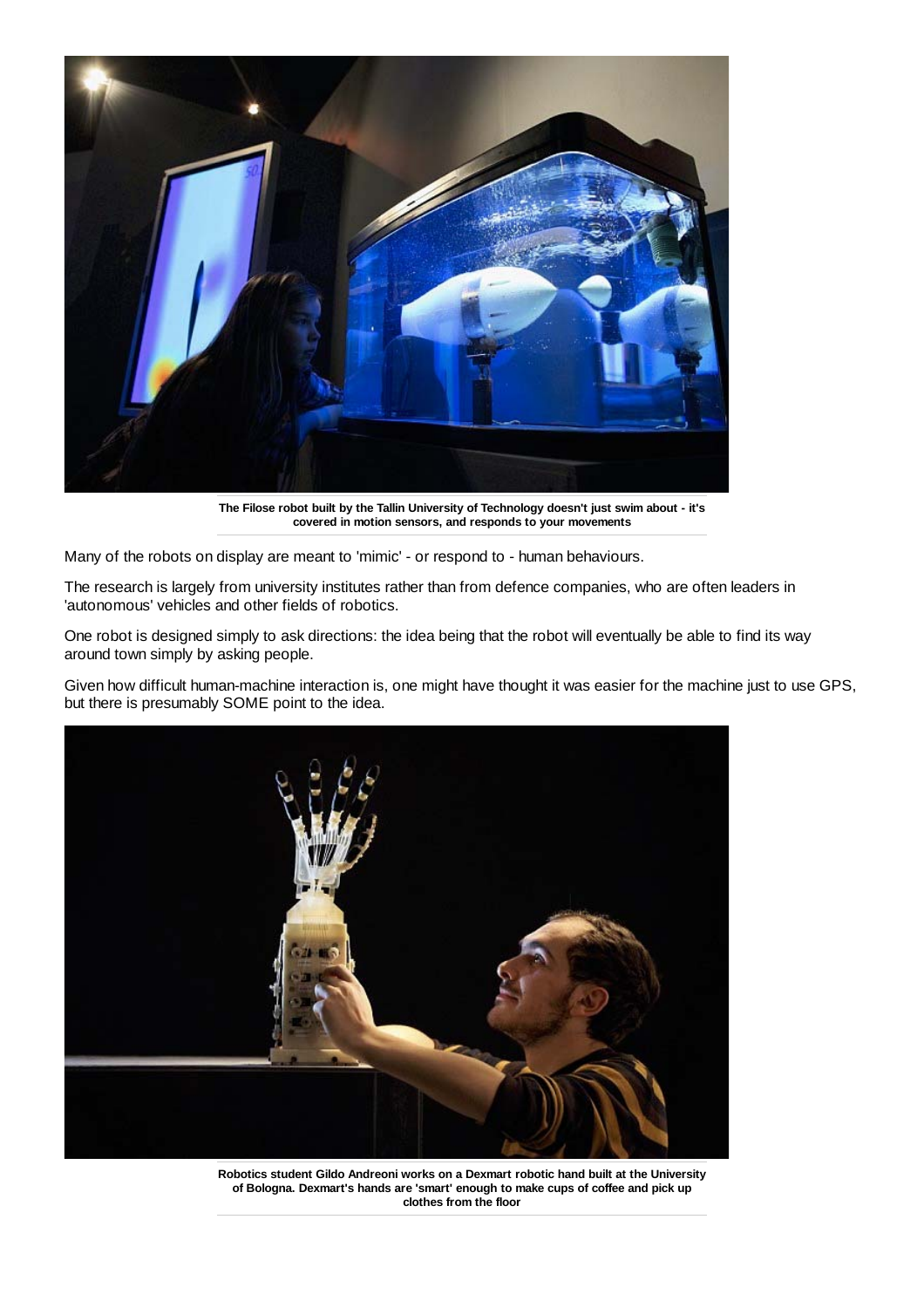**The Filose robot built by the Tallin University of Technology doesn't just swim about - it's covered in motion sensors, and responds to your movements**

Many of the robots on display are meant to 'mimic' - or respond to - human behaviours.

The research is largely from university institutes rather than from defence companies, who are often leaders in 'autonomous' vehicles and other fields of robotics.

One robot is designed simply to ask directions: the idea being that the robot will eventually be able to find its way around town simply by asking people.

Given how difficult human-machine interaction is, one might have thought it was easier for the machine just to use GPS, but there is presumably SOME point to the idea.

**Robotics student Gildo Andreoni works on a Dexmart robotic hand built at the University of Bologna. Dexmart's hands are 'smart' enough to make cups of coffee and pick up clothes from the floor**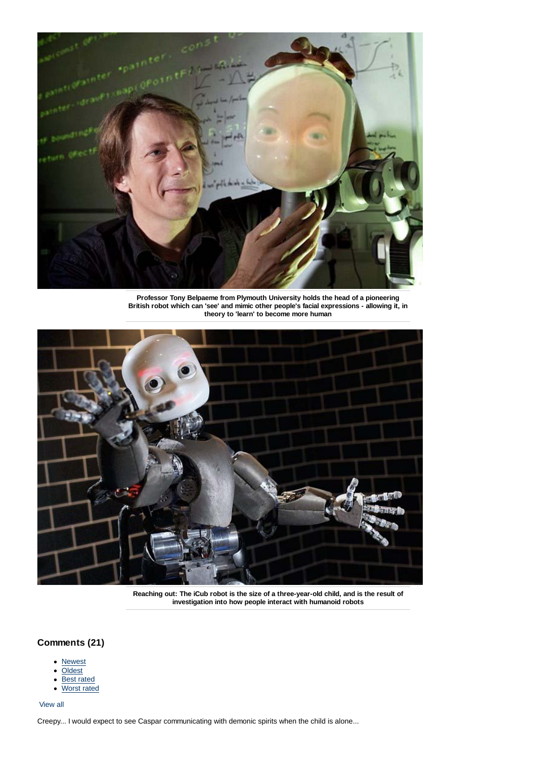Professor Tony Belpaeme from Plymouth University holds the head of a pioneering British robot which can 'see' and mimic other people's facial expressions - allowing it, in theory to 'learn' to become more human

Reaching out: The iCub robot is the size of a three-year-old child, and is the result of investigation into how people interact with humanoid robots

## Comments (21)

- Newest
- Oldest
- Best rated
- Worst rated

View all

Creepy... I would expect to see Caspar communicating with demonic spirits when the child is alone...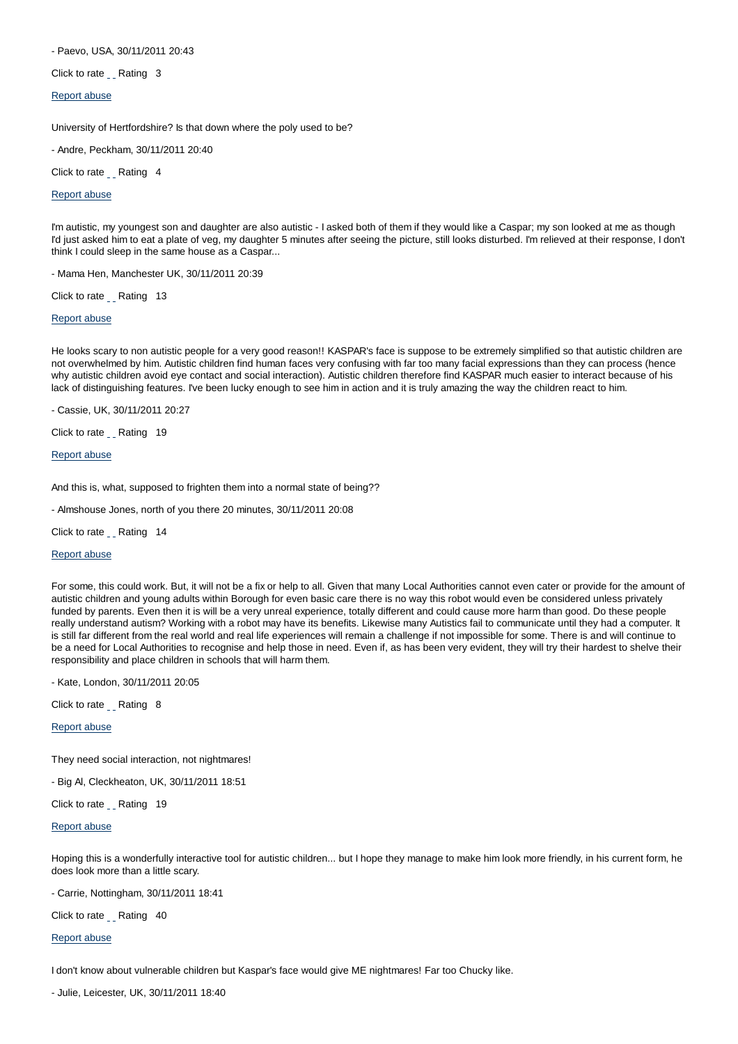- Paevo, USA, 30/11/2011 20:43

Click to rate _ _ Rating 3

Report abuse

University of Hertfordshire? Is that down where the poly used to be?

- Andre, Peckham, 30/11/2011 20:40

Click to rate _ _ Rating 4

Report abuse

I'm autistic, my youngest son and daughter are also autistic - I asked both of them if they would like a Caspar; my son looked at me as though I'd just asked him to eat a plate of veg, my daughter 5 minutes after seeing the picture, still looks disturbed. I'm relieved at their response, I don't think I could sleep in the same house as a Caspar...

- Mama Hen, Manchester UK, 30/11/2011 20:39

Click to rate _ _ Rating 13

Report abuse

He looks scary to non autistic people for a very good reason!! KASPAR's face is suppose to be extremely simplified so that autistic children are not overwhelmed by him. Autistic children find human faces very confusing with far too many facial expressions than they can process (hence why autistic children avoid eye contact and social interaction). Autistic children therefore find KASPAR much easier to interact because of his lack of distinguishing features. I've been lucky enough to see him in action and it is truly amazing the way the children react to him.

- Cassie, UK, 30/11/2011 20:27

Click to rate _ _ Rating 19

Report abuse

And this is, what, supposed to frighten them into a normal state of being??

- Almshouse Jones, north of you there 20 minutes, 30/11/2011 20:08

Click to rate _ _ Rating 14

Report abuse

For some, this could work. But, it will not be a fix or help to all. Given that many Local Authorities cannot even cater or provide for the amount of autistic children and young adults within Borough for even basic care there is no way this robot would even be considered unless privately funded by parents. Even then it is will be a very unreal experience, totally different and could cause more harm than good. Do these people really understand autism? Working with a robot may have its benefits. Likewise many Autistics fail to communicate until they had a computer. It is still far different from the real world and real life experiences will remain a challenge if not impossible for some. There is and will continue to be a need for Local Authorities to recognise and help those in need. Even if, as has been very evident, they will try their hardest to shelve their responsibility and place children in schools that will harm them.

- Kate, London, 30/11/2011 20:05

Click to rate _ _ Rating 8

Report abuse

They need social interaction, not nightmares!

- Big Al, Cleckheaton, UK, 30/11/2011 18:51

Click to rate _ _ Rating 19

Report abuse

Hoping this is a wonderfully interactive tool for autistic children... but I hope they manage to make him look more friendly, in his current form, he does look more than a little scary.

- Carrie, Nottingham, 30/11/2011 18:41

Click to rate _ _ Rating 40

Report abuse

I don't know about vulnerable children but Kaspar's face would give ME nightmares! Far too Chucky like.

- Julie, Leicester, UK, 30/11/2011 18:40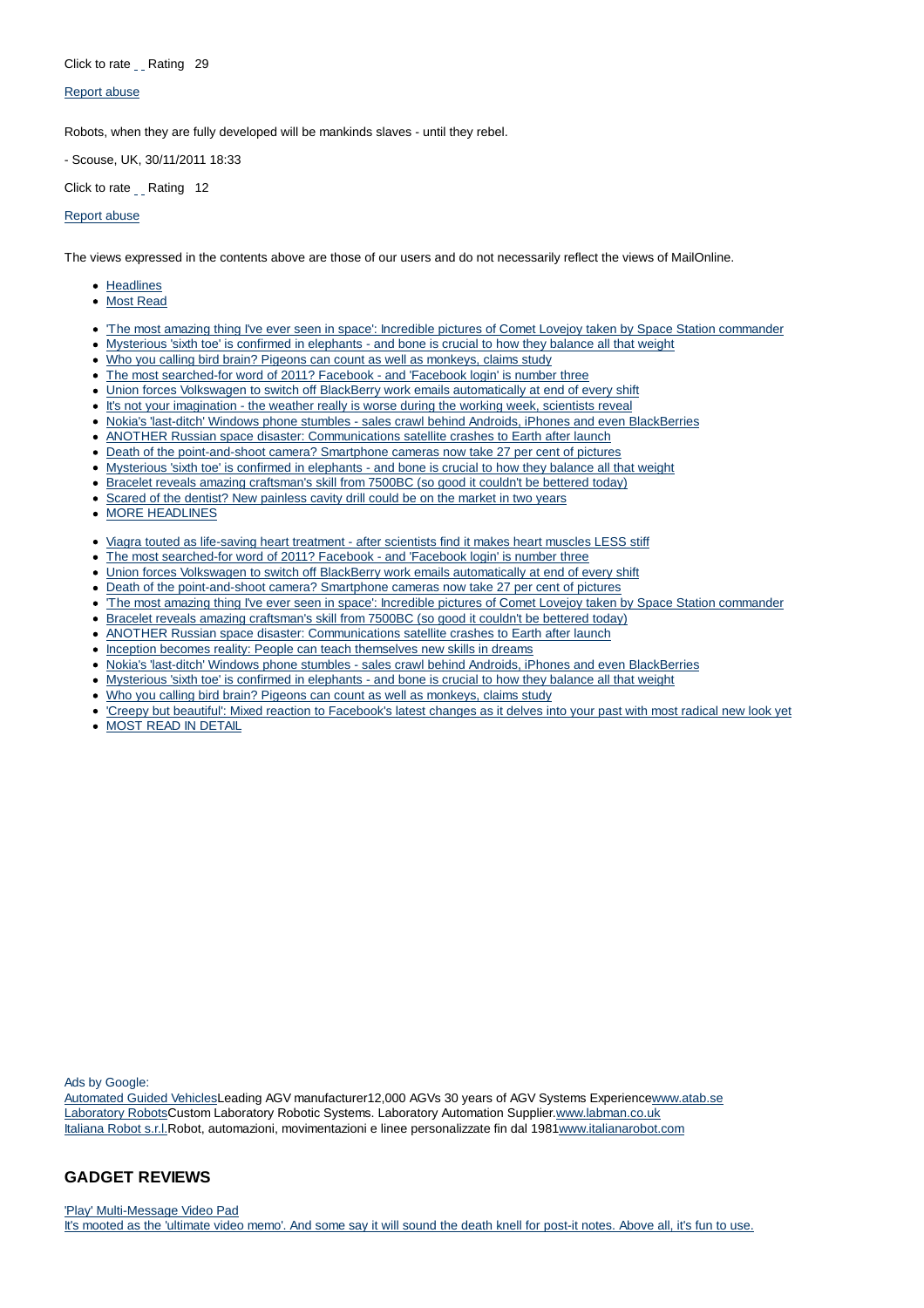Click to rate _ _ Rating 29

[Report abuse]

Robots, when they are fully developed will be mankinds slaves - until they rebel.

- Scouse, UK, 30/11/2011 18:33

Click to rate _ _ Rating 12

[Report abuse]

The views expressed in the contents above are those of our users and do not necessarily reflect the views of MailOnline.

- Headlines
- Most Read

- 'The most amazing thing I've ever seen in space': Incredible pictures of Comet Lovejoy taken by Space Station commander
- Mysterious 'sixth toe' is confirmed in elephants - and bone is crucial to how they balance all that weight
- Who you calling bird brain? Pigeons can count as well as monkeys, claims study
- The most searched-for word of 2011? Facebook - and 'Facebook login' is number three
- Union forces Volkswagen to switch off BlackBerry work emails automatically at end of every shift
- It's not your imagination - the weather really is worse during the working week, scientists reveal
- Nokia's 'last-ditch' Windows phone stumbles - sales crawl behind Androids, iPhones and even BlackBerries
- ANOTHER Russian space disaster: Communications satellite crashes to Earth after launch
- Death of the point-and-shoot camera? Smartphone cameras now take 27 per cent of pictures
- Mysterious 'sixth toe' is confirmed in elephants - and bone is crucial to how they balance all that weight
- Bracelet reveals amazing craftsman's skill from 7500BC (so good it couldn't be bettered today)
- Scared of the dentist? New painless cavity drill could be on the market in two years
- MORE HEADLINES

- Viagra touted as life-saving heart treatment - after scientists find it makes heart muscles LESS stiff
- The most searched-for word of 2011? Facebook - and 'Facebook login' is number three
- Union forces Volkswagen to switch off BlackBerry work emails automatically at end of every shift
- Death of the point-and-shoot camera? Smartphone cameras now take 27 per cent of pictures
- 'The most amazing thing I've ever seen in space': Incredible pictures of Comet Lovejoy taken by Space Station commander
- Bracelet reveals amazing craftsman's skill from 7500BC (so good it couldn't be bettered today)
- ANOTHER Russian space disaster: Communications satellite crashes to Earth after launch
- Inception becomes reality: People can teach themselves new skills in dreams
- Nokia's 'last-ditch' Windows phone stumbles - sales crawl behind Androids, iPhones and even BlackBerries
- Mysterious 'sixth toe' is confirmed in elephants - and bone is crucial to how they balance all that weight
- Who you calling bird brain? Pigeons can count as well as monkeys, claims study
- 'Creepy but beautiful': Mixed reaction to Facebook's latest changes as it delves into your past with most radical new look yet
- MOST READ IN DETAIL

Ads by Google:
Automated Guided VehiclesLeading AGV manufacturer12,000 AGVs 30 years of AGV Systems Experiencewww.atab.se
Laboratory RobotsCustom Laboratory Robotic Systems. Laboratory Automation Supplier.www.labman.co.uk
Italiana Robot s.r.l.Robot, automazioni, movimentazioni e linee personalizzate fin dal 1981www.italianarobot.com

## GADGET REVIEWS

'Play' Multi-Message Video Pad
It's mooted as the 'ultimate video memo'. And some say it will sound the death knell for post-it notes. Above all, it's fun to use.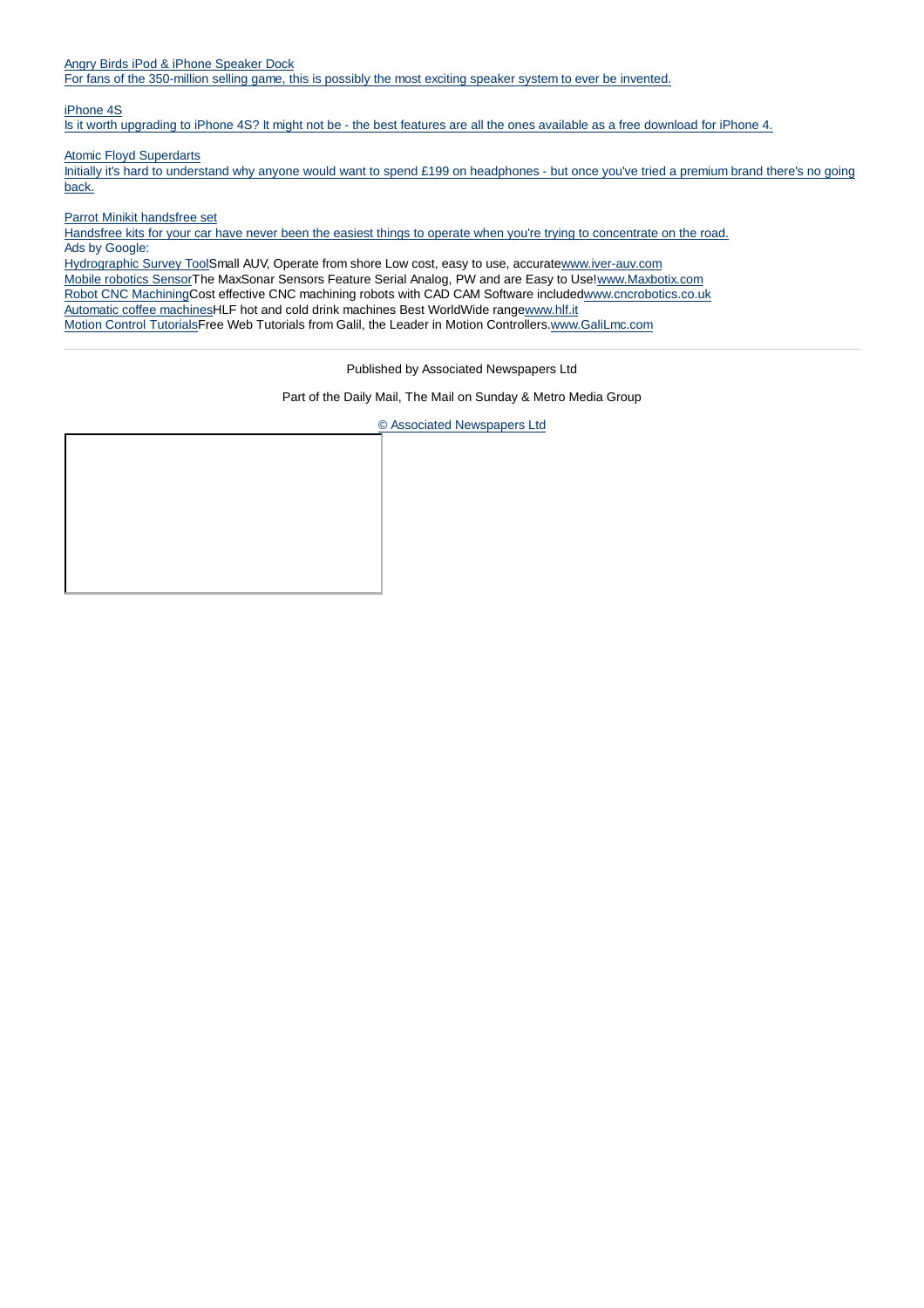Angry Birds iPod & iPhone Speaker Dock
For fans of the 350-million selling game, this is possibly the most exciting speaker system to ever be invented.

iPhone 4S
Is it worth upgrading to iPhone 4S? It might not be - the best features are all the ones available as a free download for iPhone 4.

Atomic Floyd Superdarts
Initially it's hard to understand why anyone would want to spend £199 on headphones - but once you've tried a premium brand there's no going back.

Parrot Minikit handsfree set
Handsfree kits for your car have never been the easiest things to operate when you're trying to concentrate on the road.

Ads by Google:

Hydrographic Survey ToolSmall AUV, Operate from shore Low cost, easy to use, accuratewww.iver-auv.com
Mobile robotics SensorThe MaxSonar Sensors Feature Serial Analog, PW and are Easy to Use!www.Maxbotix.com
Robot CNC MachiningCost effective CNC machining robots with CAD CAM Software includedwww.cncrobotics.co.uk
Automatic coffee machinesHLF hot and cold drink machines Best WorldWide rangewww.hlf.it
Motion Control TutorialsFree Web Tutorials from Galil, the Leader in Motion Controllers.www.GaliLmc.com

---

Published by Associated Newspapers Ltd

Part of the Daily Mail, The Mail on Sunday & Metro Media Group

© Associated Newspapers Ltd